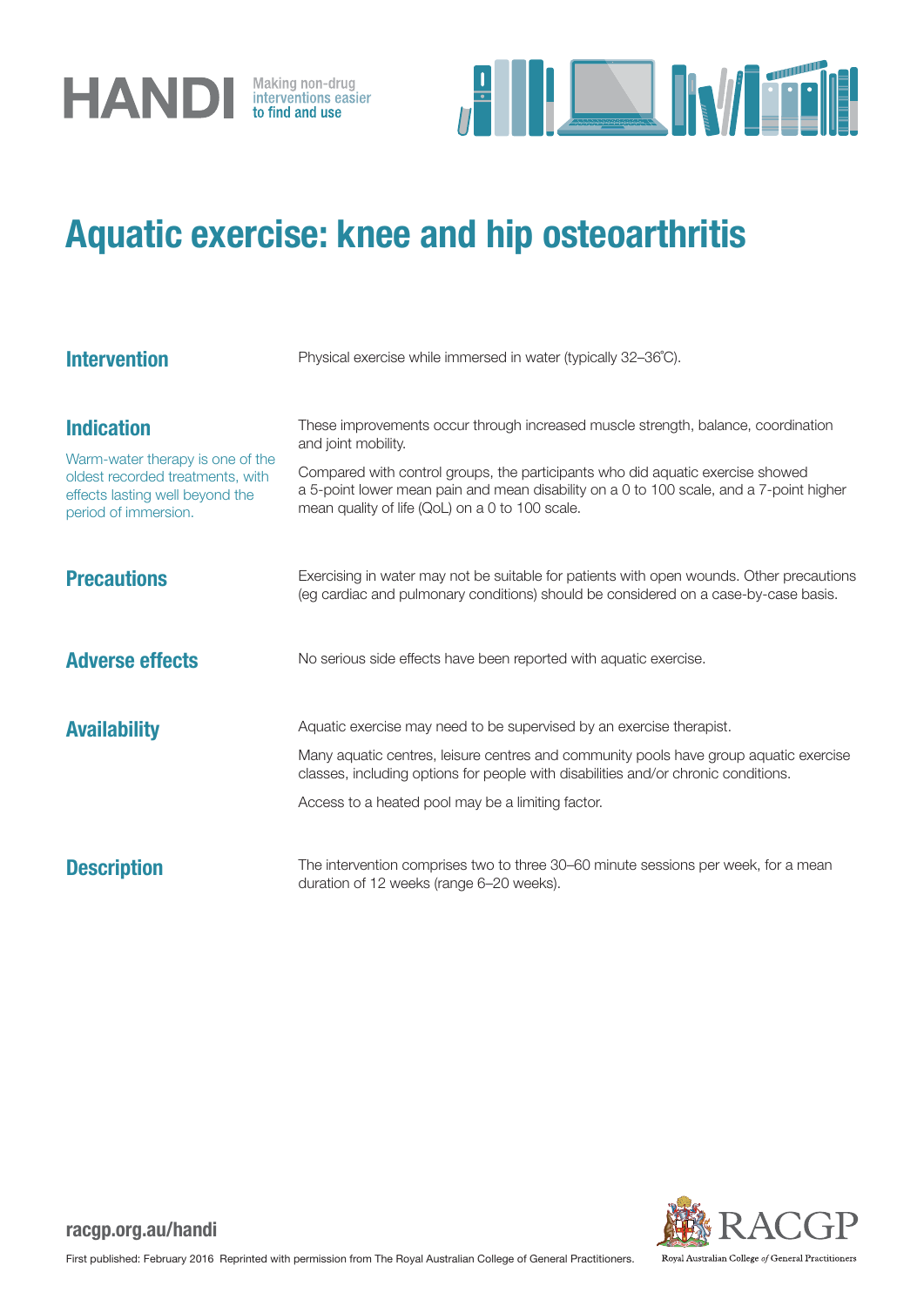HANDI Making non-drug interventions easier to find and use

# Aquatic exercise: knee and hip osteoarthritis

## Intervention

Physical exercise while immersed in water (typically 32–36˚C).

## Indication

Warm-water therapy is one of the oldest recorded treatments, with effects lasting well beyond the period of immersion.

These improvements occur through increased muscle strength, balance, coordination and joint mobility.

Compared with control groups, the participants who did aquatic exercise showed a 5-point lower mean pain and mean disability on a 0 to 100 scale, and a 7-point higher mean quality of life (QoL) on a 0 to 100 scale.

## Precautions

Exercising in water may not be suitable for patients with open wounds. Other precautions (eg cardiac and pulmonary conditions) should be considered on a case-by-case basis.

## Adverse effects

No serious side effects have been reported with aquatic exercise.

## Availability

Aquatic exercise may need to be supervised by an exercise therapist.

Many aquatic centres, leisure centres and community pools have group aquatic exercise classes, including options for people with disabilities and/or chronic conditions.

Access to a heated pool may be a limiting factor.

## Description

The intervention comprises two to three 30–60 minute sessions per week, for a mean duration of 12 weeks (range 6–20 weeks).

racgp.org.au/handi

First published: February 2016 Reprinted with permission from The Royal Australian College of General Practitioners.

RACGP Royal Australian College of General Practitioners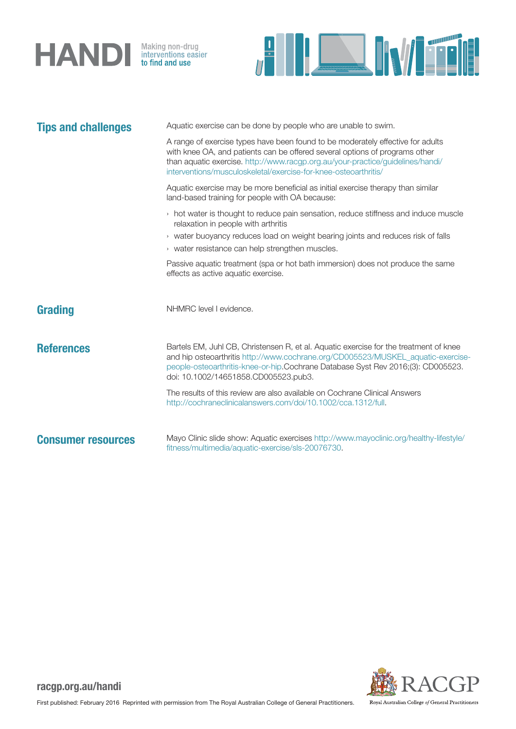## Tips and challenges

Aquatic exercise can be done by people who are unable to swim.

A range of exercise types have been found to be moderately effective for adults with knee OA, and patients can be offered several options of programs other than aquatic exercise. http://www.racgp.org.au/your-practice/guidelines/handi/interventions/musculoskeletal/exercise-for-knee-osteoarthritis/

Aquatic exercise may be more beneficial as initial exercise therapy than similar land-based training for people with OA because:

- hot water is thought to reduce pain sensation, reduce stiffness and induce muscle relaxation in people with arthritis
- water buoyancy reduces load on weight bearing joints and reduces risk of falls
- water resistance can help strengthen muscles.

Passive aquatic treatment (spa or hot bath immersion) does not produce the same effects as active aquatic exercise.

## Grading

NHMRC level I evidence.

## References

Bartels EM, Juhl CB, Christensen R, et al. Aquatic exercise for the treatment of knee and hip osteoarthritis http://www.cochrane.org/CD005523/MUSKEL_aquatic-exercise-people-osteoarthritis-knee-or-hip.Cochrane Database Syst Rev 2016;(3): CD005523. doi: 10.1002/14651858.CD005523.pub3.

The results of this review are also available on Cochrane Clinical Answers http://cochraneclinicalanswers.com/doi/10.1002/cca.1312/full.

## Consumer resources

Mayo Clinic slide show: Aquatic exercises http://www.mayoclinic.org/healthy-lifestyle/fitness/multimedia/aquatic-exercise/sls-20076730.

racgp.org.au/handi

First published: February 2016 Reprinted with permission from The Royal Australian College of General Practitioners.